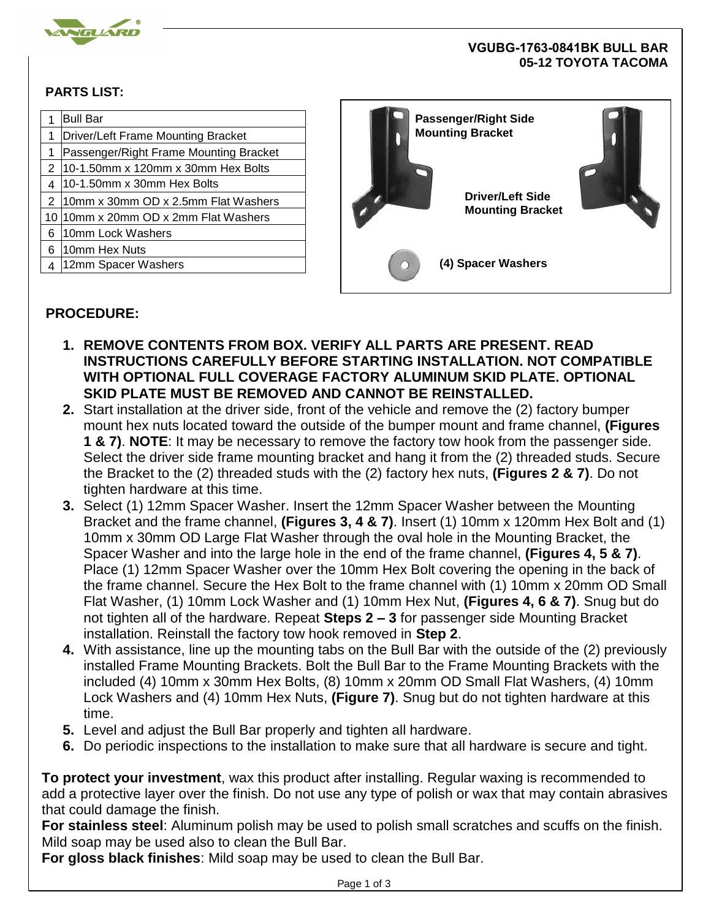**VGUBG-1763-0841BK BULL BAR**
**05-12 TOYOTA TACOMA**

## PARTS LIST:

| | |
|---|---|
| 1 | Bull Bar |
| 1 | Driver/Left Frame Mounting Bracket |
| 1 | Passenger/Right Frame Mounting Bracket |
| 2 | 10-1.50mm x 120mm x 30mm Hex Bolts |
| 4 | 10-1.50mm x 30mm Hex Bolts |
| 2 | 10mm x 30mm OD x 2.5mm Flat Washers |
| 10 | 10mm x 20mm OD x 2mm Flat Washers |
| 6 | 10mm Lock Washers |
| 6 | 10mm Hex Nuts |
| 4 | 12mm Spacer Washers |

**Passenger/Right Side Mounting Bracket**

**Driver/Left Side Mounting Bracket**

**(4) Spacer Washers**

## PROCEDURE:

1. **REMOVE CONTENTS FROM BOX. VERIFY ALL PARTS ARE PRESENT. READ INSTRUCTIONS CAREFULLY BEFORE STARTING INSTALLATION. NOT COMPATIBLE WITH OPTIONAL FULL COVERAGE FACTORY ALUMINUM SKID PLATE. OPTIONAL SKID PLATE MUST BE REMOVED AND CANNOT BE REINSTALLED.**
2. Start installation at the driver side, front of the vehicle and remove the (2) factory bumper mount hex nuts located toward the outside of the bumper mount and frame channel, **(Figures 1 & 7)**. **NOTE**: It may be necessary to remove the factory tow hook from the passenger side. Select the driver side frame mounting bracket and hang it from the (2) threaded studs. Secure the Bracket to the (2) threaded studs with the (2) factory hex nuts, **(Figures 2 & 7)**. Do not tighten hardware at this time.
3. Select (1) 12mm Spacer Washer. Insert the 12mm Spacer Washer between the Mounting Bracket and the frame channel, **(Figures 3, 4 & 7)**. Insert (1) 10mm x 120mm Hex Bolt and (1) 10mm x 30mm OD Large Flat Washer through the oval hole in the Mounting Bracket, the Spacer Washer and into the large hole in the end of the frame channel, **(Figures 4, 5 & 7)**. Place (1) 12mm Spacer Washer over the 10mm Hex Bolt covering the opening in the back of the frame channel. Secure the Hex Bolt to the frame channel with (1) 10mm x 20mm OD Small Flat Washer, (1) 10mm Lock Washer and (1) 10mm Hex Nut, **(Figures 4, 6 & 7)**. Snug but do not tighten all of the hardware. Repeat **Steps 2 – 3** for passenger side Mounting Bracket installation. Reinstall the factory tow hook removed in **Step 2**.
4. With assistance, line up the mounting tabs on the Bull Bar with the outside of the (2) previously installed Frame Mounting Brackets. Bolt the Bull Bar to the Frame Mounting Brackets with the included (4) 10mm x 30mm Hex Bolts, (8) 10mm x 20mm OD Small Flat Washers, (4) 10mm Lock Washers and (4) 10mm Hex Nuts, **(Figure 7)**. Snug but do not tighten hardware at this time.
5. Level and adjust the Bull Bar properly and tighten all hardware.
6. Do periodic inspections to the installation to make sure that all hardware is secure and tight.

**To protect your investment**, wax this product after installing. Regular waxing is recommended to add a protective layer over the finish. Do not use any type of polish or wax that may contain abrasives that could damage the finish.

**For stainless steel**: Aluminum polish may be used to polish small scratches and scuffs on the finish. Mild soap may be used also to clean the Bull Bar.

**For gloss black finishes**: Mild soap may be used to clean the Bull Bar.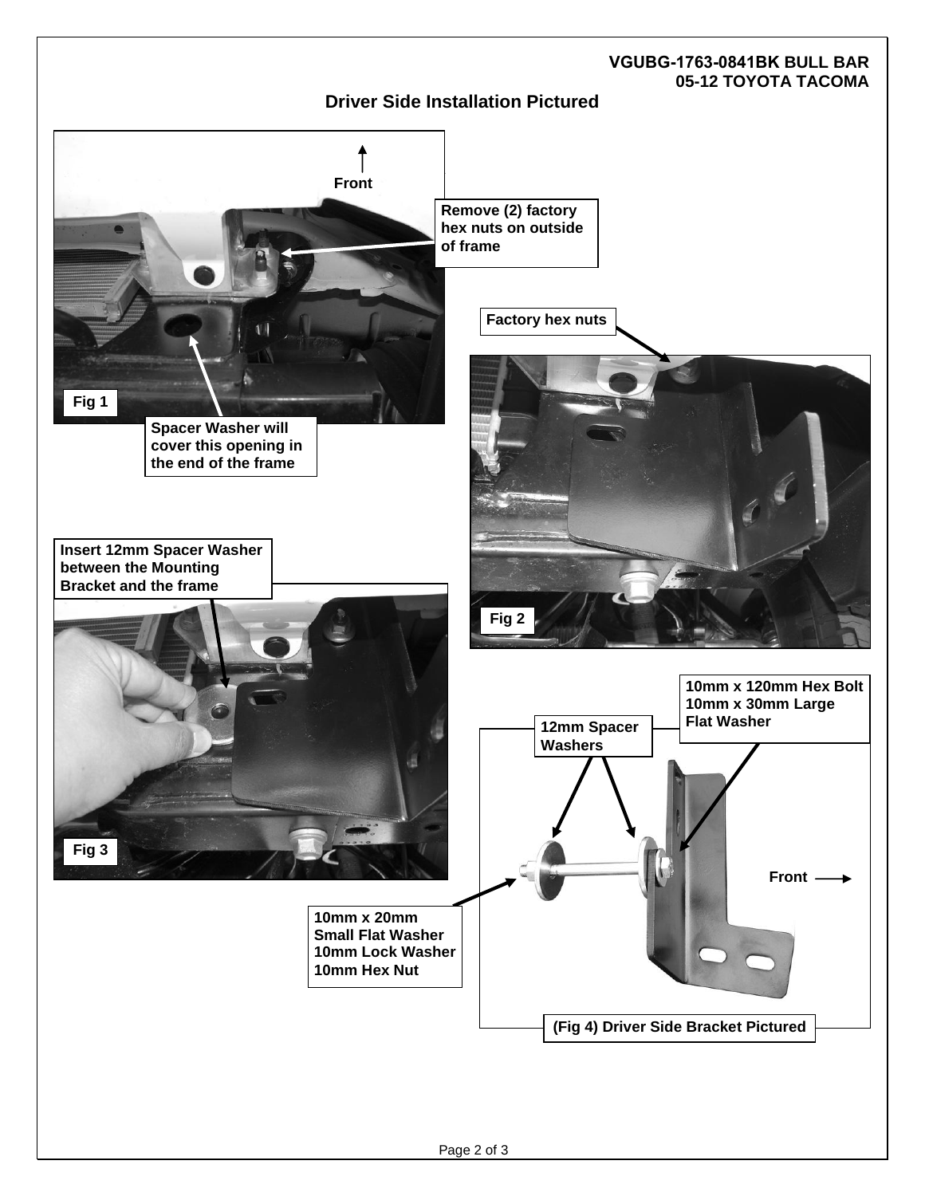**VGUBG-1763-0841BK BULL BAR**
**05-12 TOYOTA TACOMA**

## Driver Side Installation Pictured

Front

Remove (2) factory hex nuts on outside of frame

Spacer Washer will cover this opening in the end of the frame

Fig 1

Factory hex nuts

Fig 2

Insert 12mm Spacer Washer between the Mounting Bracket and the frame

Fig 3

10mm x 120mm Hex Bolt
10mm x 30mm Large Flat Washer

12mm Spacer Washers

Front

10mm x 20mm Small Flat Washer
10mm Lock Washer
10mm Hex Nut

(Fig 4) Driver Side Bracket Pictured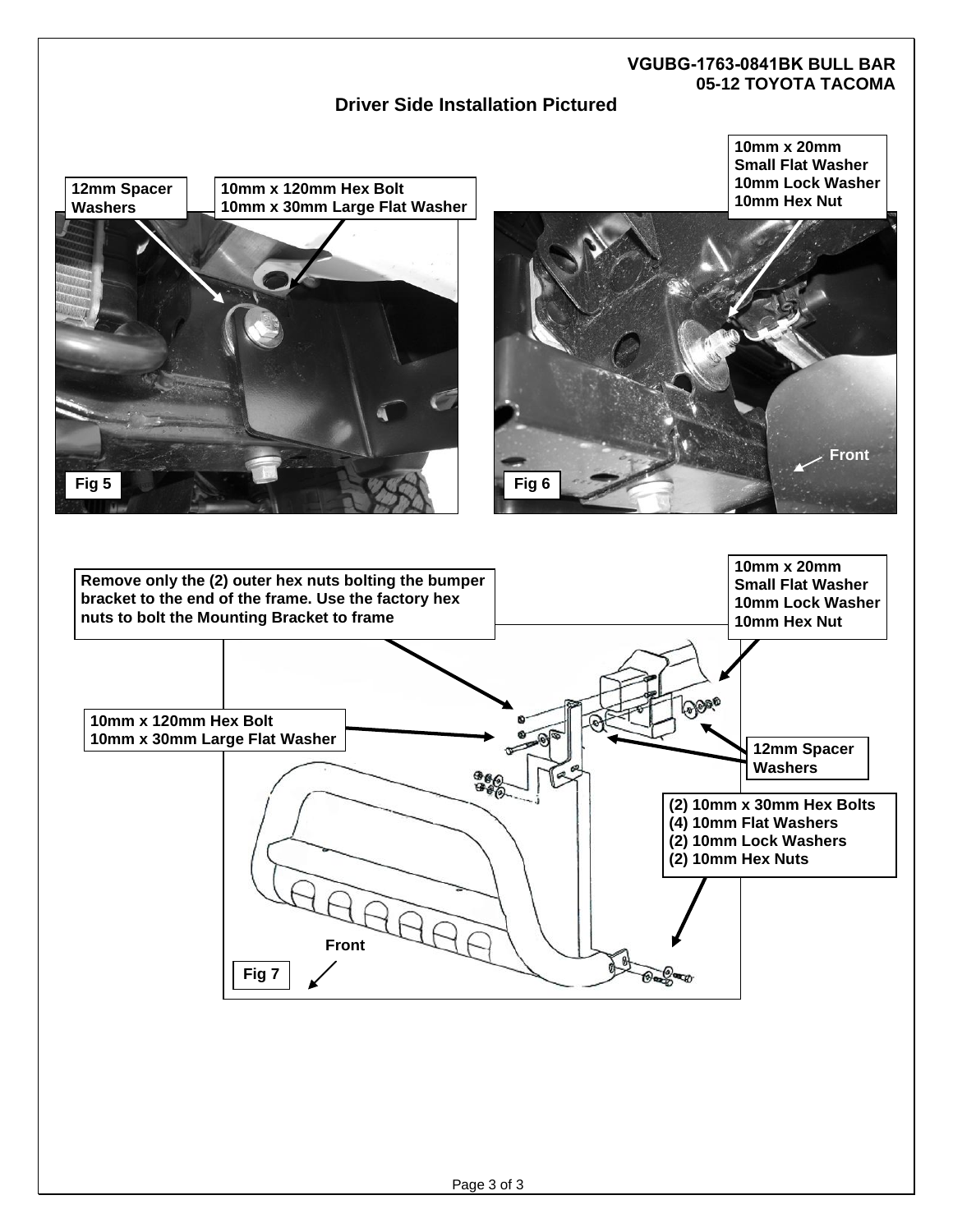## Driver Side Installation Pictured

12mm Spacer Washers

10mm x 120mm Hex Bolt
10mm x 30mm Large Flat Washer

Fig 5

10mm x 20mm Small Flat Washer
10mm Lock Washer
10mm Hex Nut

Front

Fig 6

Remove only the (2) outer hex nuts bolting the bumper bracket to the end of the frame. Use the factory hex nuts to bolt the Mounting Bracket to frame

10mm x 20mm Small Flat Washer
10mm Lock Washer
10mm Hex Nut

10mm x 120mm Hex Bolt
10mm x 30mm Large Flat Washer

12mm Spacer Washers

(2) 10mm x 30mm Hex Bolts
(4) 10mm Flat Washers
(2) 10mm Lock Washers
(2) 10mm Hex Nuts

Front

Fig 7